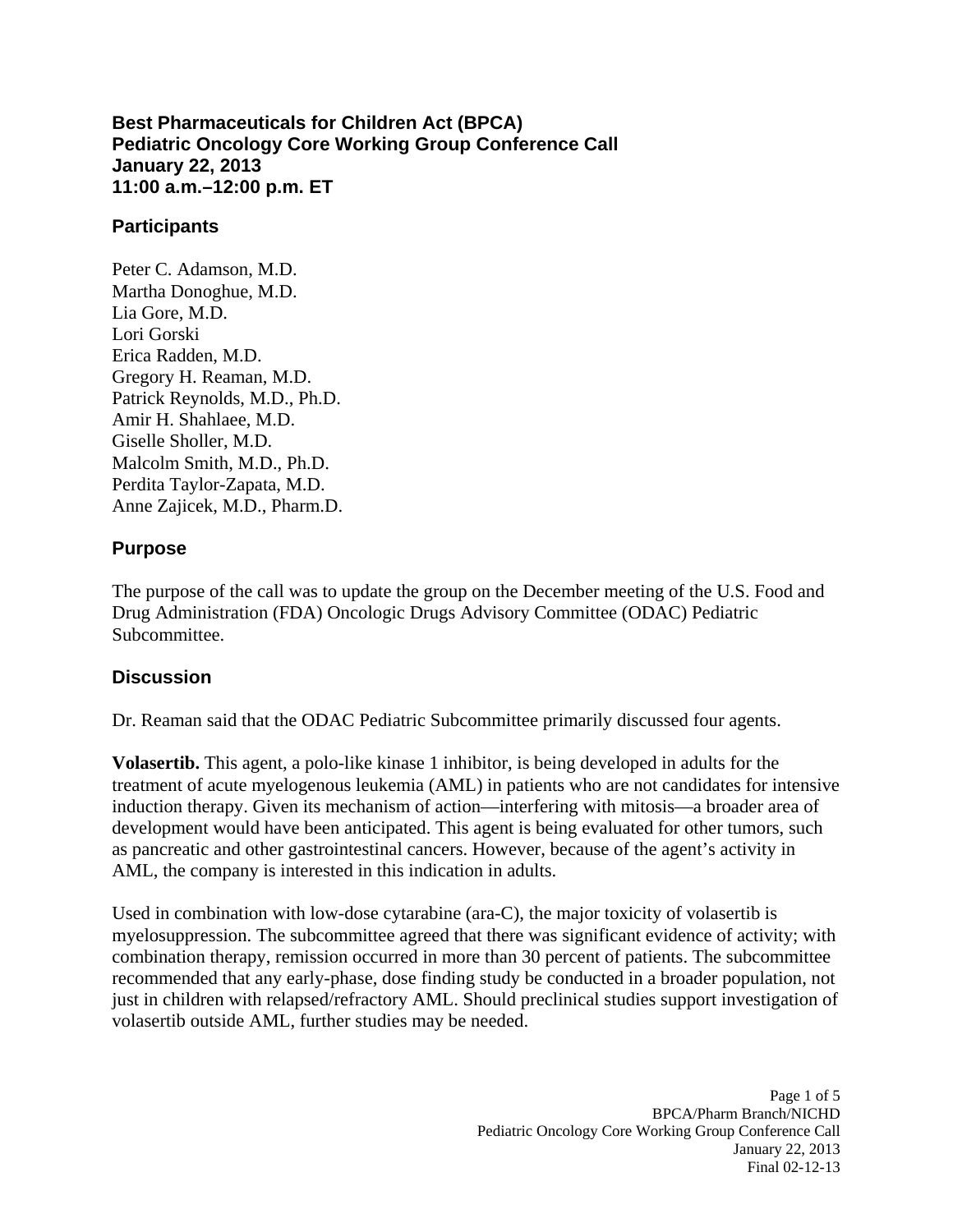# Best Pharmaceuticals for Children Act (BPCA)
# Pediatric Oncology Core Working Group Conference Call
# January 22, 2013
# 11:00 a.m.–12:00 p.m. ET

## Participants

Peter C. Adamson, M.D.
Martha Donoghue, M.D.
Lia Gore, M.D.
Lori Gorski
Erica Radden, M.D.
Gregory H. Reaman, M.D.
Patrick Reynolds, M.D., Ph.D.
Amir H. Shahlaee, M.D.
Giselle Sholler, M.D.
Malcolm Smith, M.D., Ph.D.
Perdita Taylor-Zapata, M.D.
Anne Zajicek, M.D., Pharm.D.

## Purpose

The purpose of the call was to update the group on the December meeting of the U.S. Food and Drug Administration (FDA) Oncologic Drugs Advisory Committee (ODAC) Pediatric Subcommittee.

## Discussion

Dr. Reaman said that the ODAC Pediatric Subcommittee primarily discussed four agents.

**Volasertib.** This agent, a polo-like kinase 1 inhibitor, is being developed in adults for the treatment of acute myelogenous leukemia (AML) in patients who are not candidates for intensive induction therapy. Given its mechanism of action—interfering with mitosis—a broader area of development would have been anticipated. This agent is being evaluated for other tumors, such as pancreatic and other gastrointestinal cancers. However, because of the agent's activity in AML, the company is interested in this indication in adults.

Used in combination with low-dose cytarabine (ara-C), the major toxicity of volasertib is myelosuppression. The subcommittee agreed that there was significant evidence of activity; with combination therapy, remission occurred in more than 30 percent of patients. The subcommittee recommended that any early-phase, dose finding study be conducted in a broader population, not just in children with relapsed/refractory AML. Should preclinical studies support investigation of volasertib outside AML, further studies may be needed.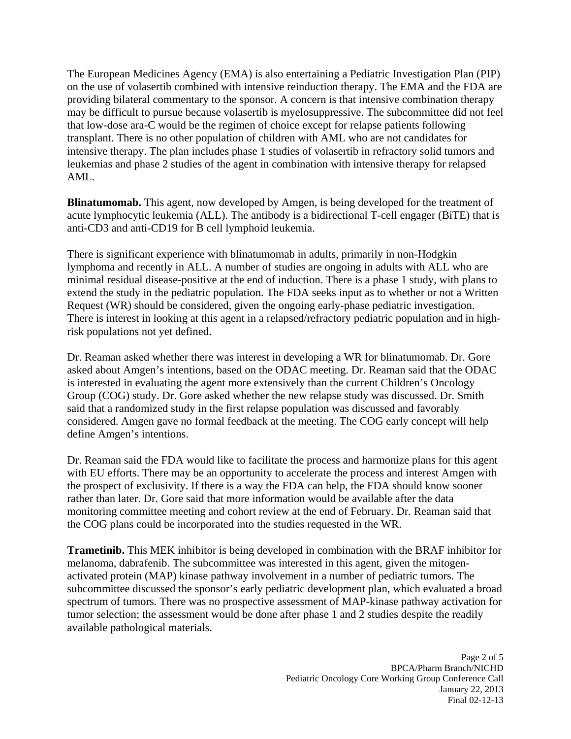The European Medicines Agency (EMA) is also entertaining a Pediatric Investigation Plan (PIP) on the use of volasertib combined with intensive reinduction therapy. The EMA and the FDA are providing bilateral commentary to the sponsor. A concern is that intensive combination therapy may be difficult to pursue because volasertib is myelosuppressive. The subcommittee did not feel that low-dose ara-C would be the regimen of choice except for relapse patients following transplant. There is no other population of children with AML who are not candidates for intensive therapy. The plan includes phase 1 studies of volasertib in refractory solid tumors and leukemias and phase 2 studies of the agent in combination with intensive therapy for relapsed AML.

**Blinatumomab.** This agent, now developed by Amgen, is being developed for the treatment of acute lymphocytic leukemia (ALL). The antibody is a bidirectional T-cell engager (BiTE) that is anti-CD3 and anti-CD19 for B cell lymphoid leukemia.

There is significant experience with blinatumomab in adults, primarily in non-Hodgkin lymphoma and recently in ALL. A number of studies are ongoing in adults with ALL who are minimal residual disease-positive at the end of induction. There is a phase 1 study, with plans to extend the study in the pediatric population. The FDA seeks input as to whether or not a Written Request (WR) should be considered, given the ongoing early-phase pediatric investigation. There is interest in looking at this agent in a relapsed/refractory pediatric population and in high-risk populations not yet defined.

Dr. Reaman asked whether there was interest in developing a WR for blinatumomab. Dr. Gore asked about Amgen's intentions, based on the ODAC meeting. Dr. Reaman said that the ODAC is interested in evaluating the agent more extensively than the current Children's Oncology Group (COG) study. Dr. Gore asked whether the new relapse study was discussed. Dr. Smith said that a randomized study in the first relapse population was discussed and favorably considered. Amgen gave no formal feedback at the meeting. The COG early concept will help define Amgen's intentions.

Dr. Reaman said the FDA would like to facilitate the process and harmonize plans for this agent with EU efforts. There may be an opportunity to accelerate the process and interest Amgen with the prospect of exclusivity. If there is a way the FDA can help, the FDA should know sooner rather than later. Dr. Gore said that more information would be available after the data monitoring committee meeting and cohort review at the end of February. Dr. Reaman said that the COG plans could be incorporated into the studies requested in the WR.

**Trametinib.** This MEK inhibitor is being developed in combination with the BRAF inhibitor for melanoma, dabrafenib. The subcommittee was interested in this agent, given the mitogen-activated protein (MAP) kinase pathway involvement in a number of pediatric tumors. The subcommittee discussed the sponsor's early pediatric development plan, which evaluated a broad spectrum of tumors. There was no prospective assessment of MAP-kinase pathway activation for tumor selection; the assessment would be done after phase 1 and 2 studies despite the readily available pathological materials.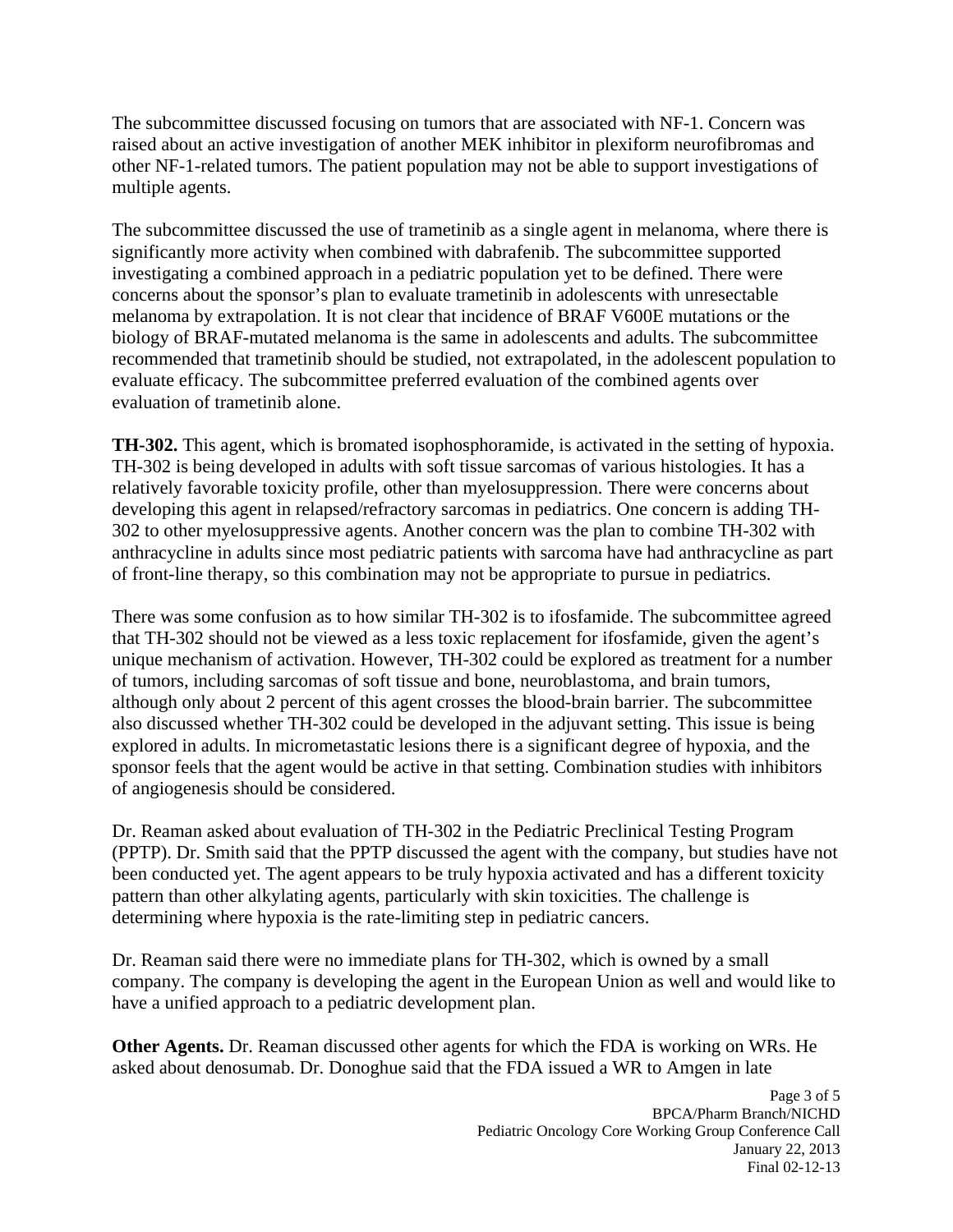The subcommittee discussed focusing on tumors that are associated with NF-1. Concern was raised about an active investigation of another MEK inhibitor in plexiform neurofibromas and other NF-1-related tumors. The patient population may not be able to support investigations of multiple agents.

The subcommittee discussed the use of trametinib as a single agent in melanoma, where there is significantly more activity when combined with dabrafenib. The subcommittee supported investigating a combined approach in a pediatric population yet to be defined. There were concerns about the sponsor's plan to evaluate trametinib in adolescents with unresectable melanoma by extrapolation. It is not clear that incidence of BRAF V600E mutations or the biology of BRAF-mutated melanoma is the same in adolescents and adults. The subcommittee recommended that trametinib should be studied, not extrapolated, in the adolescent population to evaluate efficacy. The subcommittee preferred evaluation of the combined agents over evaluation of trametinib alone.

**TH-302.** This agent, which is bromated isophosphoramide, is activated in the setting of hypoxia. TH-302 is being developed in adults with soft tissue sarcomas of various histologies. It has a relatively favorable toxicity profile, other than myelosuppression. There were concerns about developing this agent in relapsed/refractory sarcomas in pediatrics. One concern is adding TH-302 to other myelosuppressive agents. Another concern was the plan to combine TH-302 with anthracycline in adults since most pediatric patients with sarcoma have had anthracycline as part of front-line therapy, so this combination may not be appropriate to pursue in pediatrics.

There was some confusion as to how similar TH-302 is to ifosfamide. The subcommittee agreed that TH-302 should not be viewed as a less toxic replacement for ifosfamide, given the agent's unique mechanism of activation. However, TH-302 could be explored as treatment for a number of tumors, including sarcomas of soft tissue and bone, neuroblastoma, and brain tumors, although only about 2 percent of this agent crosses the blood-brain barrier. The subcommittee also discussed whether TH-302 could be developed in the adjuvant setting. This issue is being explored in adults. In micrometastatic lesions there is a significant degree of hypoxia, and the sponsor feels that the agent would be active in that setting. Combination studies with inhibitors of angiogenesis should be considered.

Dr. Reaman asked about evaluation of TH-302 in the Pediatric Preclinical Testing Program (PPTP). Dr. Smith said that the PPTP discussed the agent with the company, but studies have not been conducted yet. The agent appears to be truly hypoxia activated and has a different toxicity pattern than other alkylating agents, particularly with skin toxicities. The challenge is determining where hypoxia is the rate-limiting step in pediatric cancers.

Dr. Reaman said there were no immediate plans for TH-302, which is owned by a small company. The company is developing the agent in the European Union as well and would like to have a unified approach to a pediatric development plan.

**Other Agents.** Dr. Reaman discussed other agents for which the FDA is working on WRs. He asked about denosumab. Dr. Donoghue said that the FDA issued a WR to Amgen in late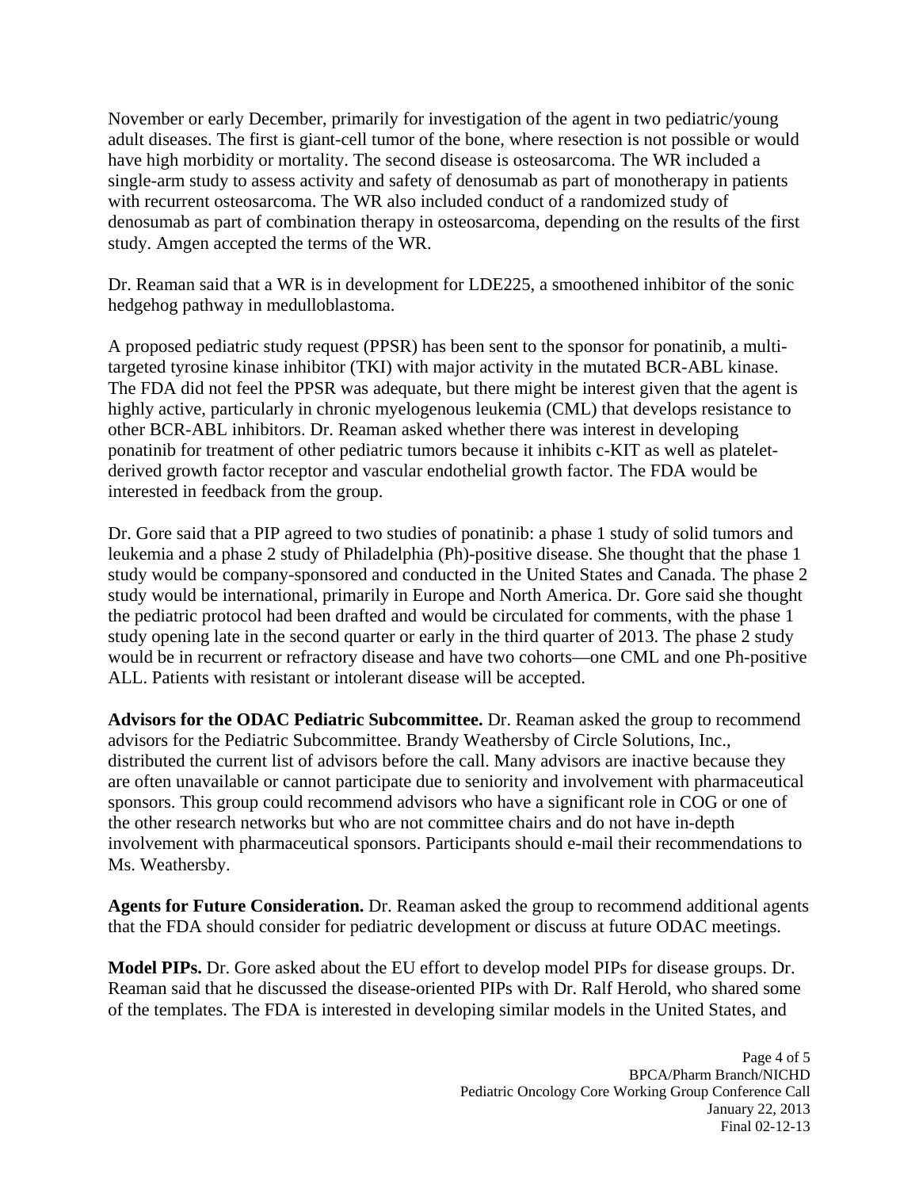November or early December, primarily for investigation of the agent in two pediatric/young adult diseases. The first is giant-cell tumor of the bone, where resection is not possible or would have high morbidity or mortality. The second disease is osteosarcoma. The WR included a single-arm study to assess activity and safety of denosumab as part of monotherapy in patients with recurrent osteosarcoma. The WR also included conduct of a randomized study of denosumab as part of combination therapy in osteosarcoma, depending on the results of the first study. Amgen accepted the terms of the WR.

Dr. Reaman said that a WR is in development for LDE225, a smoothened inhibitor of the sonic hedgehog pathway in medulloblastoma.

A proposed pediatric study request (PPSR) has been sent to the sponsor for ponatinib, a multi-targeted tyrosine kinase inhibitor (TKI) with major activity in the mutated BCR-ABL kinase. The FDA did not feel the PPSR was adequate, but there might be interest given that the agent is highly active, particularly in chronic myelogenous leukemia (CML) that develops resistance to other BCR-ABL inhibitors. Dr. Reaman asked whether there was interest in developing ponatinib for treatment of other pediatric tumors because it inhibits c-KIT as well as platelet-derived growth factor receptor and vascular endothelial growth factor. The FDA would be interested in feedback from the group.

Dr. Gore said that a PIP agreed to two studies of ponatinib: a phase 1 study of solid tumors and leukemia and a phase 2 study of Philadelphia (Ph)-positive disease. She thought that the phase 1 study would be company-sponsored and conducted in the United States and Canada. The phase 2 study would be international, primarily in Europe and North America. Dr. Gore said she thought the pediatric protocol had been drafted and would be circulated for comments, with the phase 1 study opening late in the second quarter or early in the third quarter of 2013. The phase 2 study would be in recurrent or refractory disease and have two cohorts—one CML and one Ph-positive ALL. Patients with resistant or intolerant disease will be accepted.

**Advisors for the ODAC Pediatric Subcommittee.** Dr. Reaman asked the group to recommend advisors for the Pediatric Subcommittee. Brandy Weathersby of Circle Solutions, Inc., distributed the current list of advisors before the call. Many advisors are inactive because they are often unavailable or cannot participate due to seniority and involvement with pharmaceutical sponsors. This group could recommend advisors who have a significant role in COG or one of the other research networks but who are not committee chairs and do not have in-depth involvement with pharmaceutical sponsors. Participants should e-mail their recommendations to Ms. Weathersby.

**Agents for Future Consideration.** Dr. Reaman asked the group to recommend additional agents that the FDA should consider for pediatric development or discuss at future ODAC meetings.

**Model PIPs.** Dr. Gore asked about the EU effort to develop model PIPs for disease groups. Dr. Reaman said that he discussed the disease-oriented PIPs with Dr. Ralf Herold, who shared some of the templates. The FDA is interested in developing similar models in the United States, and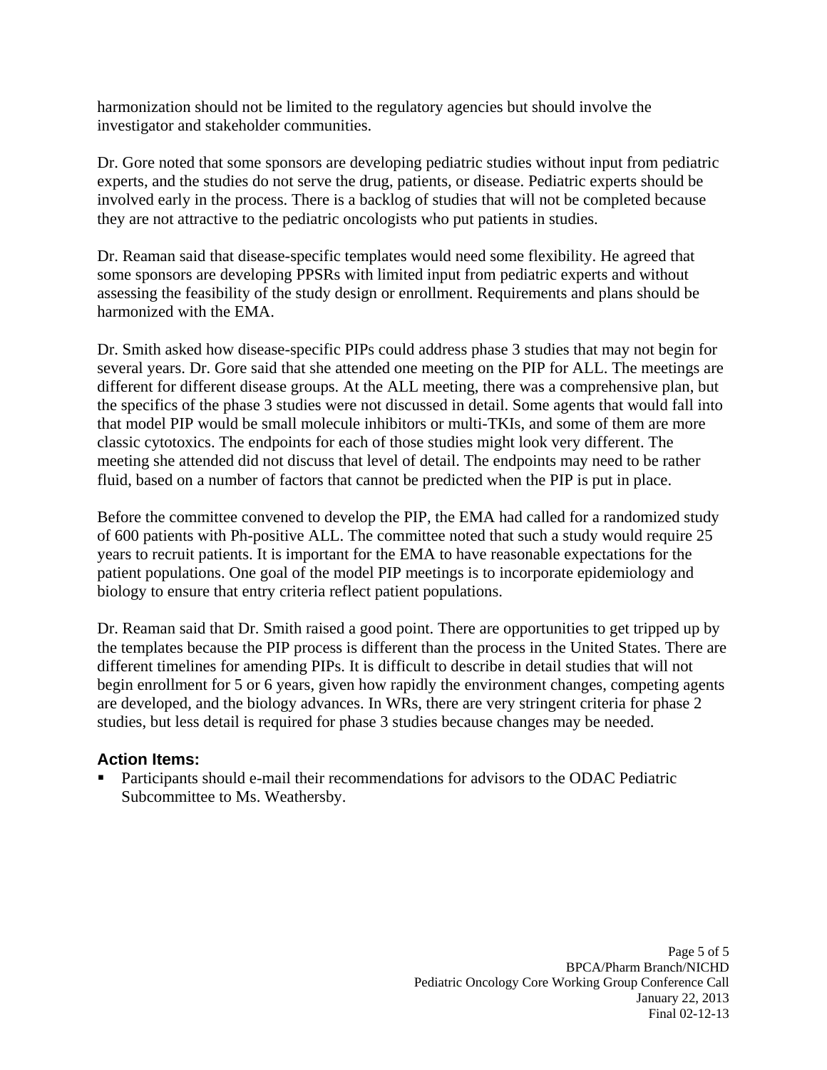harmonization should not be limited to the regulatory agencies but should involve the investigator and stakeholder communities.

Dr. Gore noted that some sponsors are developing pediatric studies without input from pediatric experts, and the studies do not serve the drug, patients, or disease. Pediatric experts should be involved early in the process. There is a backlog of studies that will not be completed because they are not attractive to the pediatric oncologists who put patients in studies.

Dr. Reaman said that disease-specific templates would need some flexibility. He agreed that some sponsors are developing PPSRs with limited input from pediatric experts and without assessing the feasibility of the study design or enrollment. Requirements and plans should be harmonized with the EMA.

Dr. Smith asked how disease-specific PIPs could address phase 3 studies that may not begin for several years. Dr. Gore said that she attended one meeting on the PIP for ALL. The meetings are different for different disease groups. At the ALL meeting, there was a comprehensive plan, but the specifics of the phase 3 studies were not discussed in detail. Some agents that would fall into that model PIP would be small molecule inhibitors or multi-TKIs, and some of them are more classic cytotoxics. The endpoints for each of those studies might look very different. The meeting she attended did not discuss that level of detail. The endpoints may need to be rather fluid, based on a number of factors that cannot be predicted when the PIP is put in place.

Before the committee convened to develop the PIP, the EMA had called for a randomized study of 600 patients with Ph-positive ALL. The committee noted that such a study would require 25 years to recruit patients. It is important for the EMA to have reasonable expectations for the patient populations. One goal of the model PIP meetings is to incorporate epidemiology and biology to ensure that entry criteria reflect patient populations.

Dr. Reaman said that Dr. Smith raised a good point. There are opportunities to get tripped up by the templates because the PIP process is different than the process in the United States. There are different timelines for amending PIPs. It is difficult to describe in detail studies that will not begin enrollment for 5 or 6 years, given how rapidly the environment changes, competing agents are developed, and the biology advances. In WRs, there are very stringent criteria for phase 2 studies, but less detail is required for phase 3 studies because changes may be needed.

### Action Items:

- Participants should e-mail their recommendations for advisors to the ODAC Pediatric Subcommittee to Ms. Weathersby.